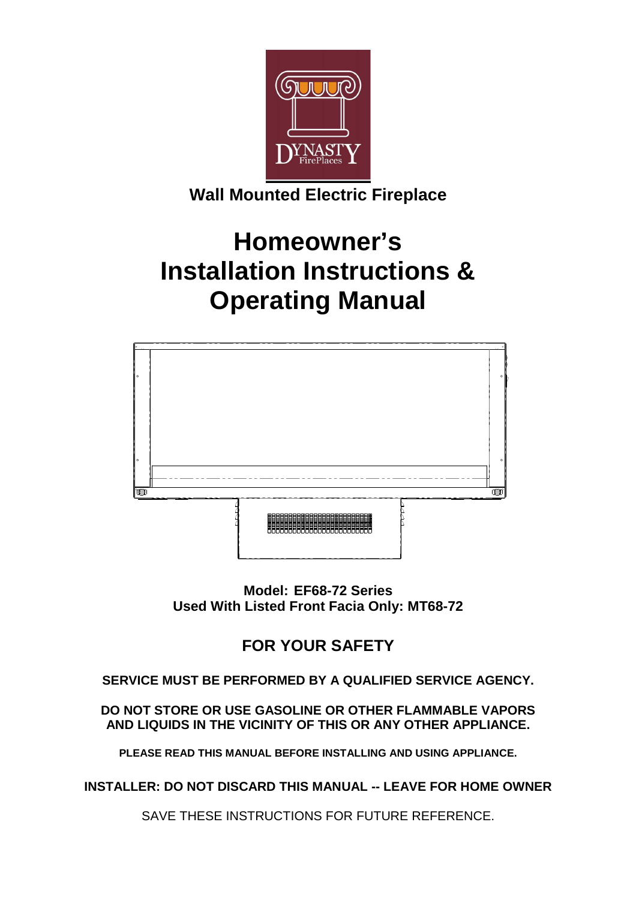Wall Mounted Electric Fireplace

# Homeowner's Installation Instructions & Operating Manual

**Model: EF68-72 Series**
**Used With Listed Front Facia Only: MT68-72**

## FOR YOUR SAFETY

**SERVICE MUST BE PERFORMED BY A QUALIFIED SERVICE AGENCY.**

**DO NOT STORE OR USE GASOLINE OR OTHER FLAMMABLE VAPORS AND LIQUIDS IN THE VICINITY OF THIS OR ANY OTHER APPLIANCE.**

**PLEASE READ THIS MANUAL BEFORE INSTALLING AND USING APPLIANCE.**

**INSTALLER: DO NOT DISCARD THIS MANUAL -- LEAVE FOR HOME OWNER**

SAVE THESE INSTRUCTIONS FOR FUTURE REFERENCE.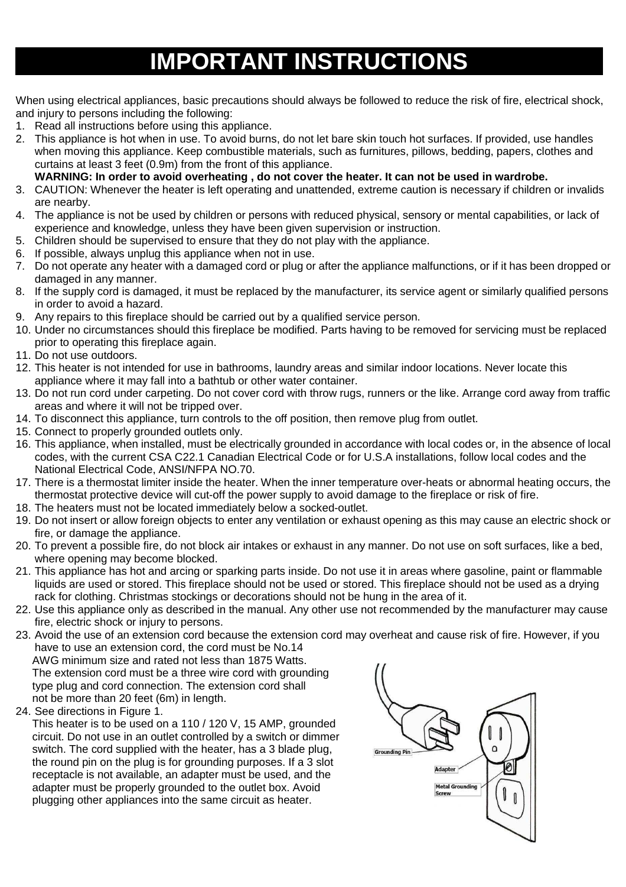# IMPORTANT INSTRUCTIONS

When using electrical appliances, basic precautions should always be followed to reduce the risk of fire, electrical shock, and injury to persons including the following:

1. Read all instructions before using this appliance.
2. This appliance is hot when in use. To avoid burns, do not let bare skin touch hot surfaces. If provided, use handles when moving this appliance. Keep combustible materials, such as furnitures, pillows, bedding, papers, clothes and curtains at least 3 feet (0.9m) from the front of this appliance.
   **WARNING: In order to avoid overheating , do not cover the heater. It can not be used in wardrobe.**
3. CAUTION: Whenever the heater is left operating and unattended, extreme caution is necessary if children or invalids are nearby.
4. The appliance is not be used by children or persons with reduced physical, sensory or mental capabilities, or lack of experience and knowledge, unless they have been given supervision or instruction.
5. Children should be supervised to ensure that they do not play with the appliance.
6. If possible, always unplug this appliance when not in use.
7. Do not operate any heater with a damaged cord or plug or after the appliance malfunctions, or if it has been dropped or damaged in any manner.
8. If the supply cord is damaged, it must be replaced by the manufacturer, its service agent or similarly qualified persons in order to avoid a hazard.
9. Any repairs to this fireplace should be carried out by a qualified service person.
10. Under no circumstances should this fireplace be modified. Parts having to be removed for servicing must be replaced prior to operating this fireplace again.
11. Do not use outdoors.
12. This heater is not intended for use in bathrooms, laundry areas and similar indoor locations. Never locate this appliance where it may fall into a bathtub or other water container.
13. Do not run cord under carpeting. Do not cover cord with throw rugs, runners or the like. Arrange cord away from traffic areas and where it will not be tripped over.
14. To disconnect this appliance, turn controls to the off position, then remove plug from outlet.
15. Connect to properly grounded outlets only.
16. This appliance, when installed, must be electrically grounded in accordance with local codes or, in the absence of local codes, with the current CSA C22.1 Canadian Electrical Code or for U.S.A installations, follow local codes and the National Electrical Code, ANSI/NFPA NO.70.
17. There is a thermostat limiter inside the heater. When the inner temperature over-heats or abnormal heating occurs, the thermostat protective device will cut-off the power supply to avoid damage to the fireplace or risk of fire.
18. The heaters must not be located immediately below a socked-outlet.
19. Do not insert or allow foreign objects to enter any ventilation or exhaust opening as this may cause an electric shock or fire, or damage the appliance.
20. To prevent a possible fire, do not block air intakes or exhaust in any manner. Do not use on soft surfaces, like a bed, where opening may become blocked.
21. This appliance has hot and arcing or sparking parts inside. Do not use it in areas where gasoline, paint or flammable liquids are used or stored. This fireplace should not be used or stored. This fireplace should not be used as a drying rack for clothing. Christmas stockings or decorations should not be hung in the area of it.
22. Use this appliance only as described in the manual. Any other use not recommended by the manufacturer may cause fire, electric shock or injury to persons.
23. Avoid the use of an extension cord because the extension cord may overheat and cause risk of fire. However, if you have to use an extension cord, the cord must be No.14 AWG minimum size and rated not less than 1875 Watts. The extension cord must be a three wire cord with grounding type plug and cord connection. The extension cord shall not be more than 20 feet (6m) in length.
24. See directions in Figure 1.
    This heater is to be used on a 110 / 120 V, 15 AMP, grounded circuit. Do not use in an outlet controlled by a switch or dimmer switch. The cord supplied with the heater, has a 3 blade plug, the round pin on the plug is for grounding purposes. If a 3 slot receptacle is not available, an adapter must be used, and the adapter must be properly grounded to the outlet box. Avoid plugging other appliances into the same circuit as heater.

Grounding Pin

Adapter

Metal Grounding Screw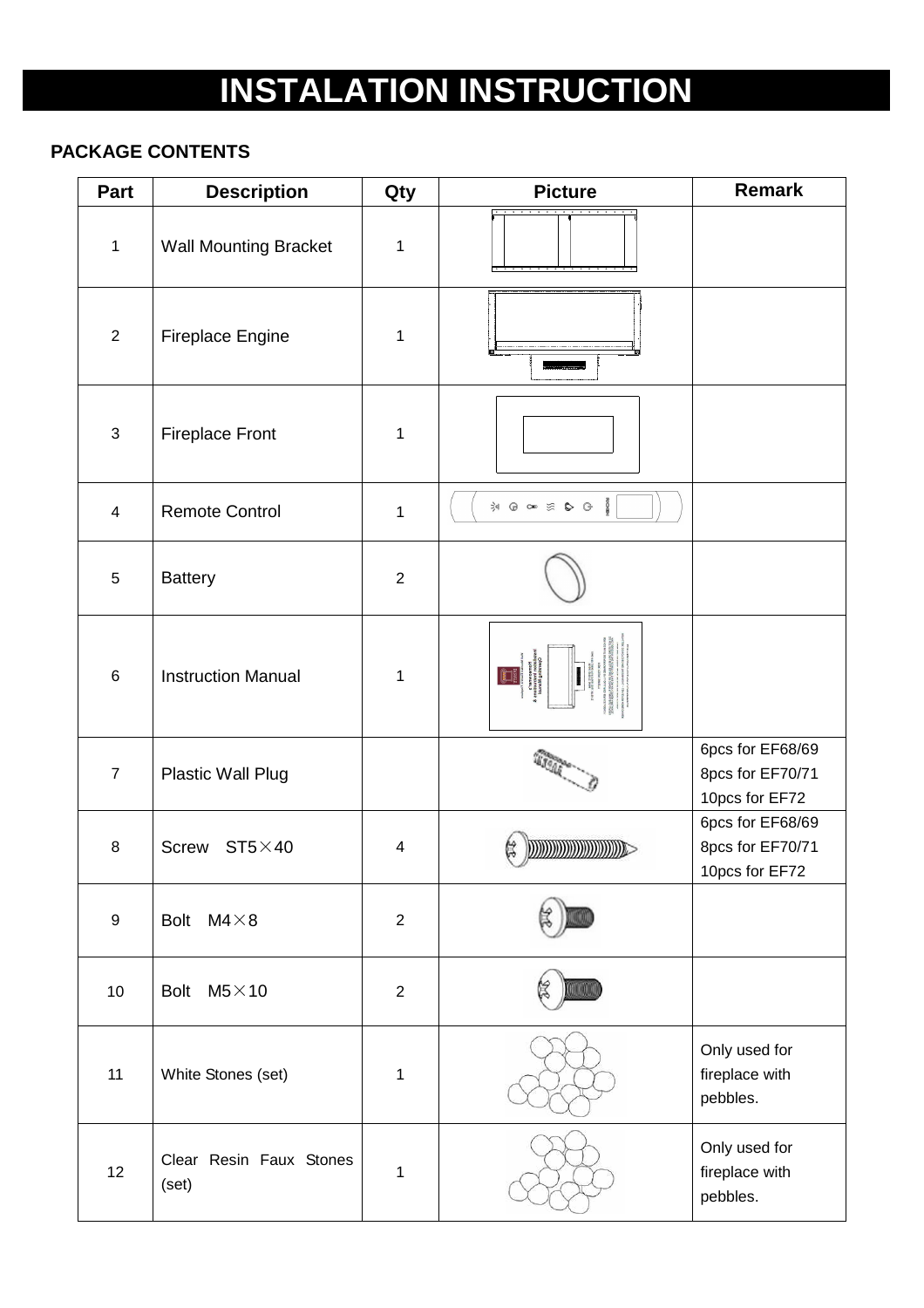# INSTALATION INSTRUCTION

**PACKAGE CONTENTS**

| Part | Description | Qty | Picture | Remark |
|---|---|---|---|---|
| 1 | Wall Mounting Bracket | 1 | | |
| 2 | Fireplace Engine | 1 | | |
| 3 | Fireplace Front | 1 | | |
| 4 | Remote Control | 1 | | |
| 5 | Battery | 2 | | |
| 6 | Instruction Manual | 1 | | |
| 7 | Plastic Wall Plug | | | 6pcs for EF68/69<br>8pcs for EF70/71<br>10pcs for EF72 |
| 8 | Screw ST5×40 | 4 | | 6pcs for EF68/69<br>8pcs for EF70/71<br>10pcs for EF72 |
| 9 | Bolt M4×8 | 2 | | |
| 10 | Bolt M5×10 | 2 | | |
| 11 | White Stones (set) | 1 | | Only used for fireplace with pebbles. |
| 12 | Clear Resin Faux Stones (set) | 1 | | Only used for fireplace with pebbles. |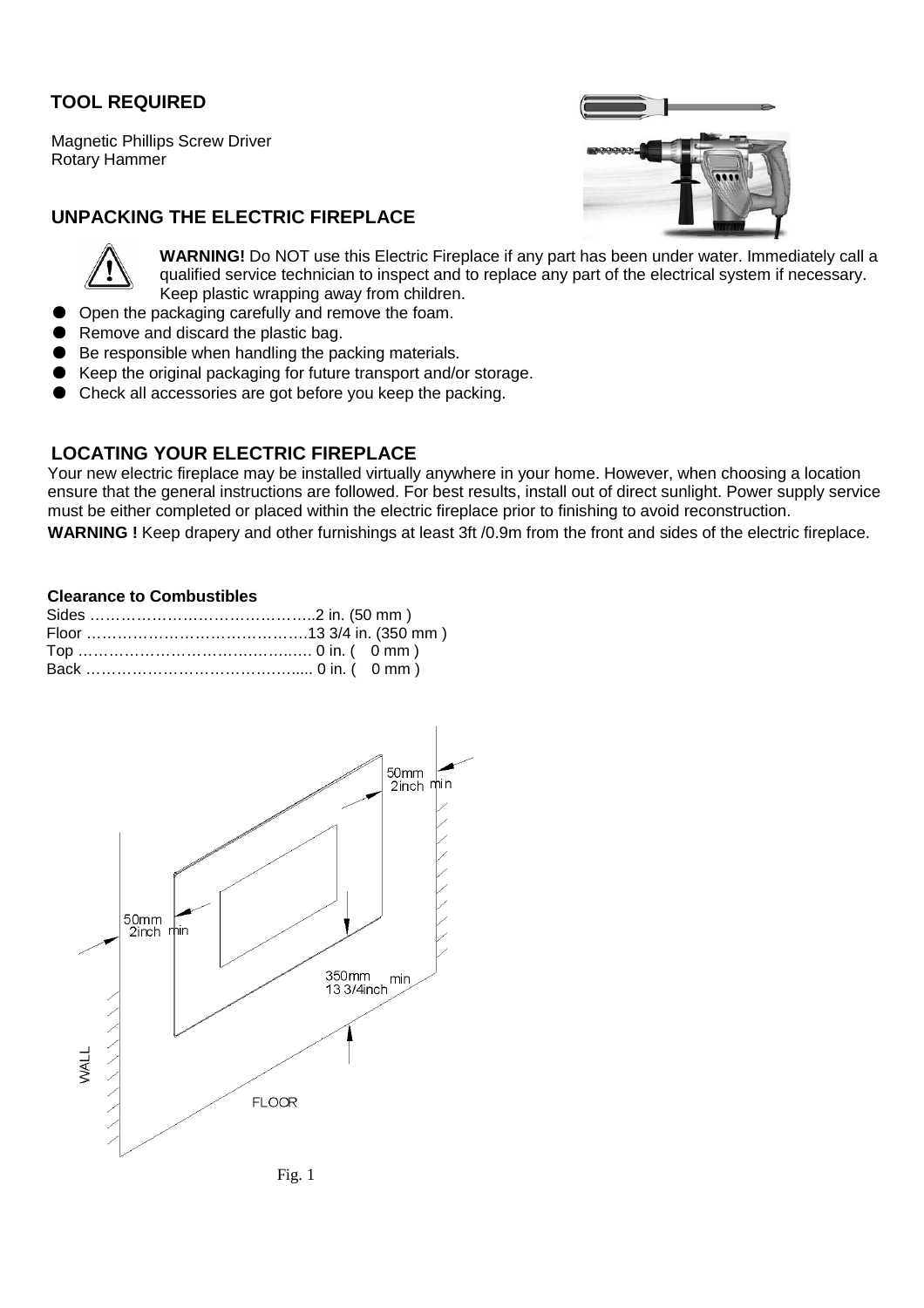## TOOL REQUIRED

Magnetic Phillips Screw Driver
Rotary Hammer

## UNPACKING THE ELECTRIC FIREPLACE

**WARNING!** Do NOT use this Electric Fireplace if any part has been under water. Immediately call a qualified service technician to inspect and to replace any part of the electrical system if necessary. Keep plastic wrapping away from children.

- Open the packaging carefully and remove the foam.
- Remove and discard the plastic bag.
- Be responsible when handling the packing materials.
- Keep the original packaging for future transport and/or storage.
- Check all accessories are got before you keep the packing.

## LOCATING YOUR ELECTRIC FIREPLACE

Your new electric fireplace may be installed virtually anywhere in your home. However, when choosing a location ensure that the general instructions are followed. For best results, install out of direct sunlight. Power supply service must be either completed or placed within the electric fireplace prior to finishing to avoid reconstruction.

**WARNING !** Keep drapery and other furnishings at least 3ft /0.9m from the front and sides of the electric fireplace.

**Clearance to Combustibles**

Sides ……………………………………..2 in. (50 mm )
Floor …………………………………….13 3/4 in. (350 mm )
Top ……………………………….…….…. 0 in. ( 0 mm )
Back …………………………………….... 0 in. ( 0 mm )

50mm 2inch min

50mm 2inch min

350mm 13 3/4inch min

WALL

FLOOR

Fig. 1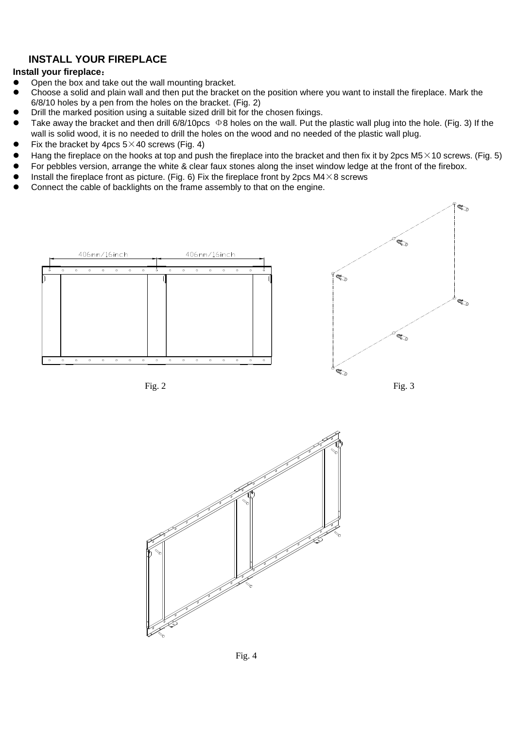## INSTALL YOUR FIREPLACE

**Install your fireplace：**

- Open the box and take out the wall mounting bracket.
- Choose a solid and plain wall and then put the bracket on the position where you want to install the fireplace. Mark the 6/8/10 holes by a pen from the holes on the bracket. (Fig. 2)
- Drill the marked position using a suitable sized drill bit for the chosen fixings.
- Take away the bracket and then drill 6/8/10pcs Φ8 holes on the wall. Put the plastic wall plug into the hole. (Fig. 3) If the wall is solid wood, it is no needed to drill the holes on the wood and no needed of the plastic wall plug.
- Fix the bracket by 4pcs 5×40 screws (Fig. 4)
- Hang the fireplace on the hooks at top and push the fireplace into the bracket and then fix it by 2pcs M5×10 screws. (Fig. 5)
- For pebbles version, arrange the white & clear faux stones along the inset window ledge at the front of the firebox.
- Install the fireplace front as picture. (Fig. 6) Fix the fireplace front by 2pcs M4×8 screws
- Connect the cable of backlights on the frame assembly to that on the engine.

406mm/16inch 406mm/16inch

Fig. 2

Fig. 3

Fig. 4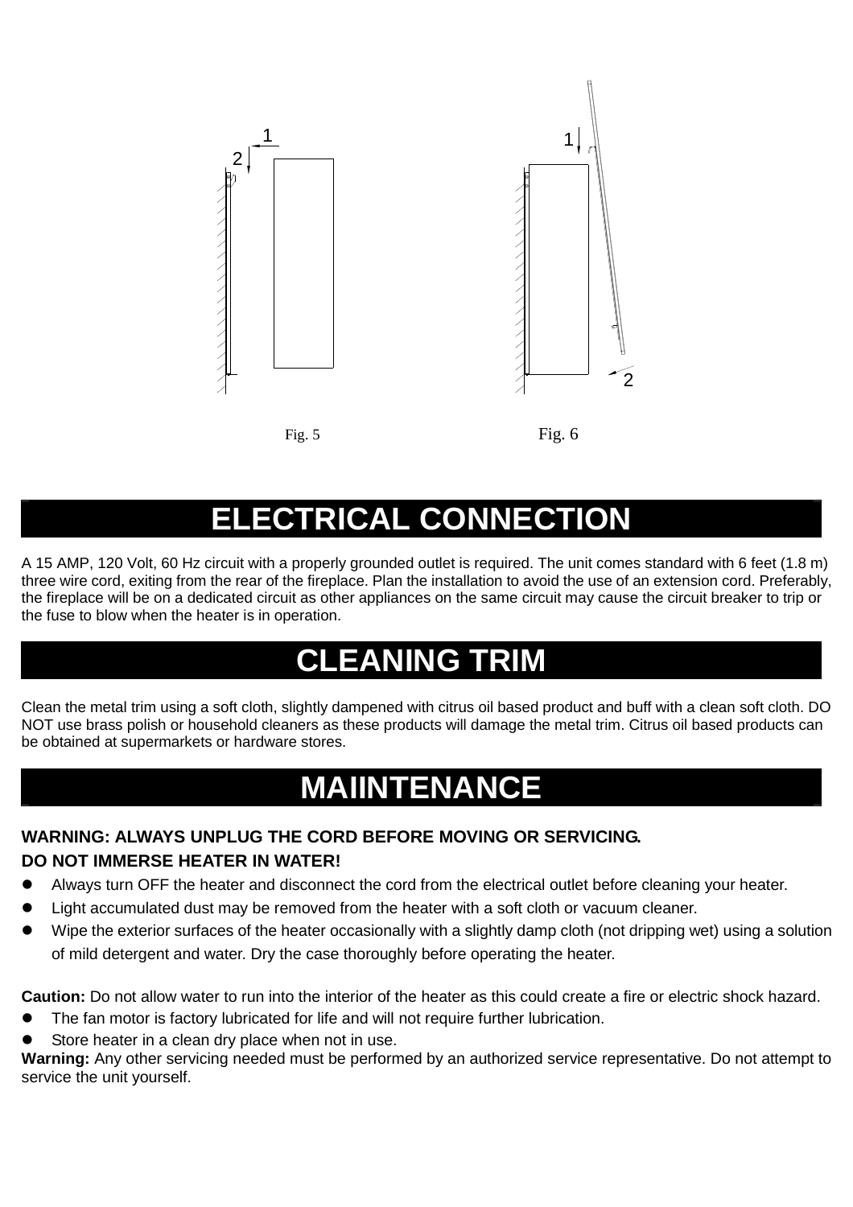1

2

1

2

Fig. 5

Fig. 6

# ELECTRICAL CONNECTION

A 15 AMP, 120 Volt, 60 Hz circuit with a properly grounded outlet is required. The unit comes standard with 6 feet (1.8 m) three wire cord, exiting from the rear of the fireplace. Plan the installation to avoid the use of an extension cord. Preferably, the fireplace will be on a dedicated circuit as other appliances on the same circuit may cause the circuit breaker to trip or the fuse to blow when the heater is in operation.

# CLEANING TRIM

Clean the metal trim using a soft cloth, slightly dampened with citrus oil based product and buff with a clean soft cloth. DO NOT use brass polish or household cleaners as these products will damage the metal trim. Citrus oil based products can be obtained at supermarkets or hardware stores.

# MAIINTENANCE

**WARNING: ALWAYS UNPLUG THE CORD BEFORE MOVING OR SERVICING.**
**DO NOT IMMERSE HEATER IN WATER!**

- Always turn OFF the heater and disconnect the cord from the electrical outlet before cleaning your heater.
- Light accumulated dust may be removed from the heater with a soft cloth or vacuum cleaner.
- Wipe the exterior surfaces of the heater occasionally with a slightly damp cloth (not dripping wet) using a solution of mild detergent and water. Dry the case thoroughly before operating the heater.

**Caution:** Do not allow water to run into the interior of the heater as this could create a fire or electric shock hazard.

- The fan motor is factory lubricated for life and will not require further lubrication.
- Store heater in a clean dry place when not in use.

**Warning:** Any other servicing needed must be performed by an authorized service representative. Do not attempt to service the unit yourself.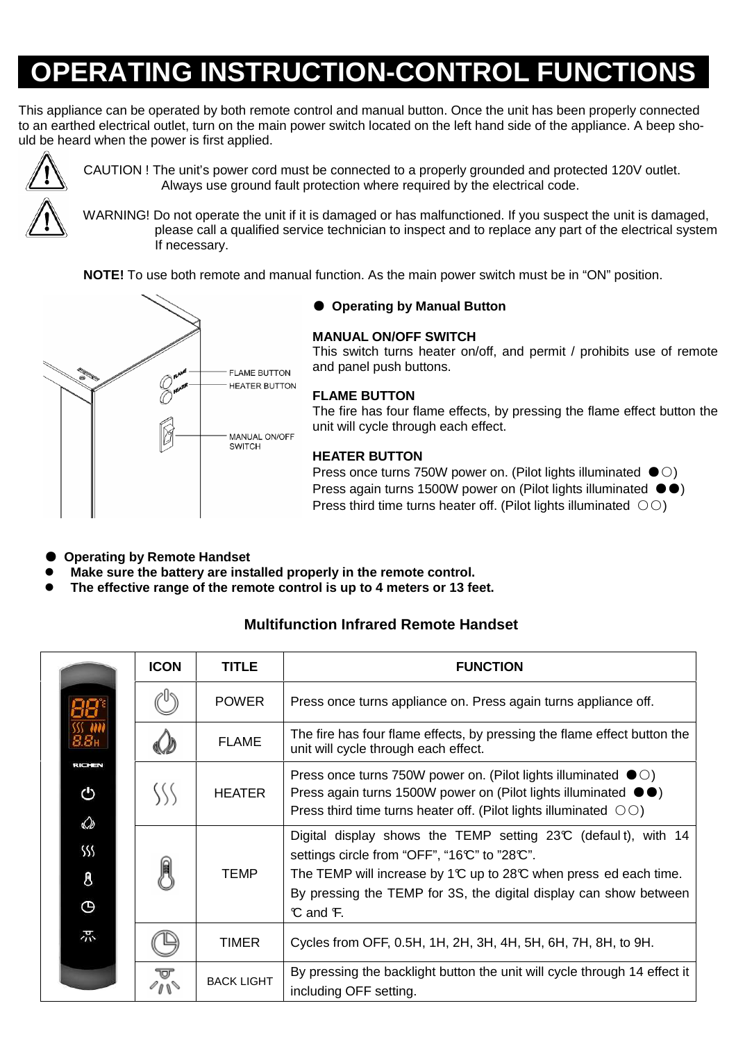# OPERATING INSTRUCTION-CONTROL FUNCTIONS

This appliance can be operated by both remote control and manual button. Once the unit has been properly connected to an earthed electrical outlet, turn on the main power switch located on the left hand side of the appliance. A beep should be heard when the power is first applied.

CAUTION ! The unit's power cord must be connected to a properly grounded and protected 120V outlet. Always use ground fault protection where required by the electrical code.

WARNING! Do not operate the unit if it is damaged or has malfunctioned. If you suspect the unit is damaged, please call a qualified service technician to inspect and to replace any part of the electrical system If necessary.

**NOTE!** To use both remote and manual function. As the main power switch must be in "ON" position.

FLAME BUTTON
HEATER BUTTON
MANUAL ON/OFF SWITCH

● **Operating by Manual Button**

**MANUAL ON/OFF SWITCH**
This switch turns heater on/off, and permit / prohibits use of remote and panel push buttons.

**FLAME BUTTON**
The fire has four flame effects, by pressing the flame effect button the unit will cycle through each effect.

**HEATER BUTTON**
Press once turns 750W power on. (Pilot lights illuminated ●○)
Press again turns 1500W power on (Pilot lights illuminated ●●)
Press third time turns heater off. (Pilot lights illuminated ○○)

● **Operating by Remote Handset**

- **Make sure the battery are installed properly in the remote control.**
- **The effective range of the remote control is up to 4 meters or 13 feet.**

**Multifunction Infrared Remote Handset**

| ICON | TITLE | FUNCTION |
|---|---|---|
| | POWER | Press once turns appliance on. Press again turns appliance off. |
| | FLAME | The fire has four flame effects, by pressing the flame effect button the unit will cycle through each effect. |
| | HEATER | Press once turns 750W power on. (Pilot lights illuminated ●○)<br>Press again turns 1500W power on (Pilot lights illuminated ●●)<br>Press third time turns heater off. (Pilot lights illuminated ○○) |
| | TEMP | Digital display shows the TEMP setting 23℃ (default), with 14 settings circle from "OFF", "16℃" to "28℃".<br>The TEMP will increase by 1℃ up to 28℃ when pressed each time.<br>By pressing the TEMP for 3S, the digital display can show between ℃ and ℉. |
| | TIMER | Cycles from OFF, 0.5H, 1H, 2H, 3H, 4H, 5H, 6H, 7H, 8H, to 9H. |
| | BACK LIGHT | By pressing the backlight button the unit will cycle through 14 effect it including OFF setting. |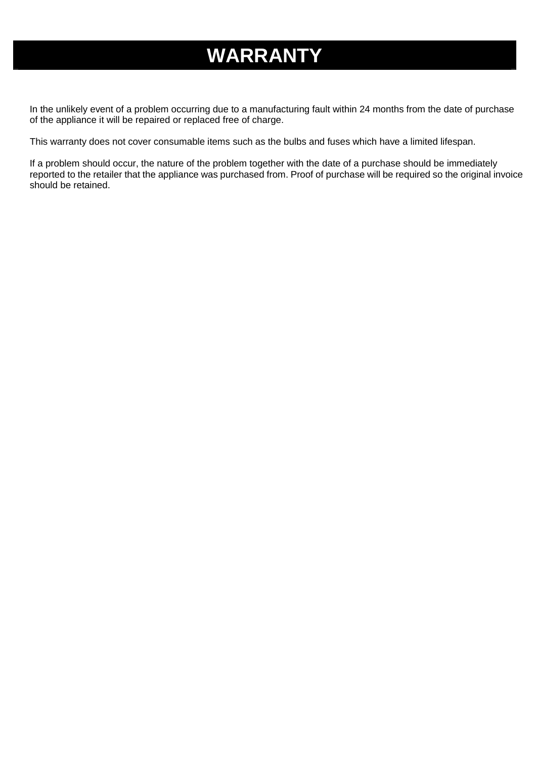# WARRANTY

In the unlikely event of a problem occurring due to a manufacturing fault within 24 months from the date of purchase of the appliance it will be repaired or replaced free of charge.

This warranty does not cover consumable items such as the bulbs and fuses which have a limited lifespan.

If a problem should occur, the nature of the problem together with the date of a purchase should be immediately reported to the retailer that the appliance was purchased from. Proof of purchase will be required so the original invoice should be retained.